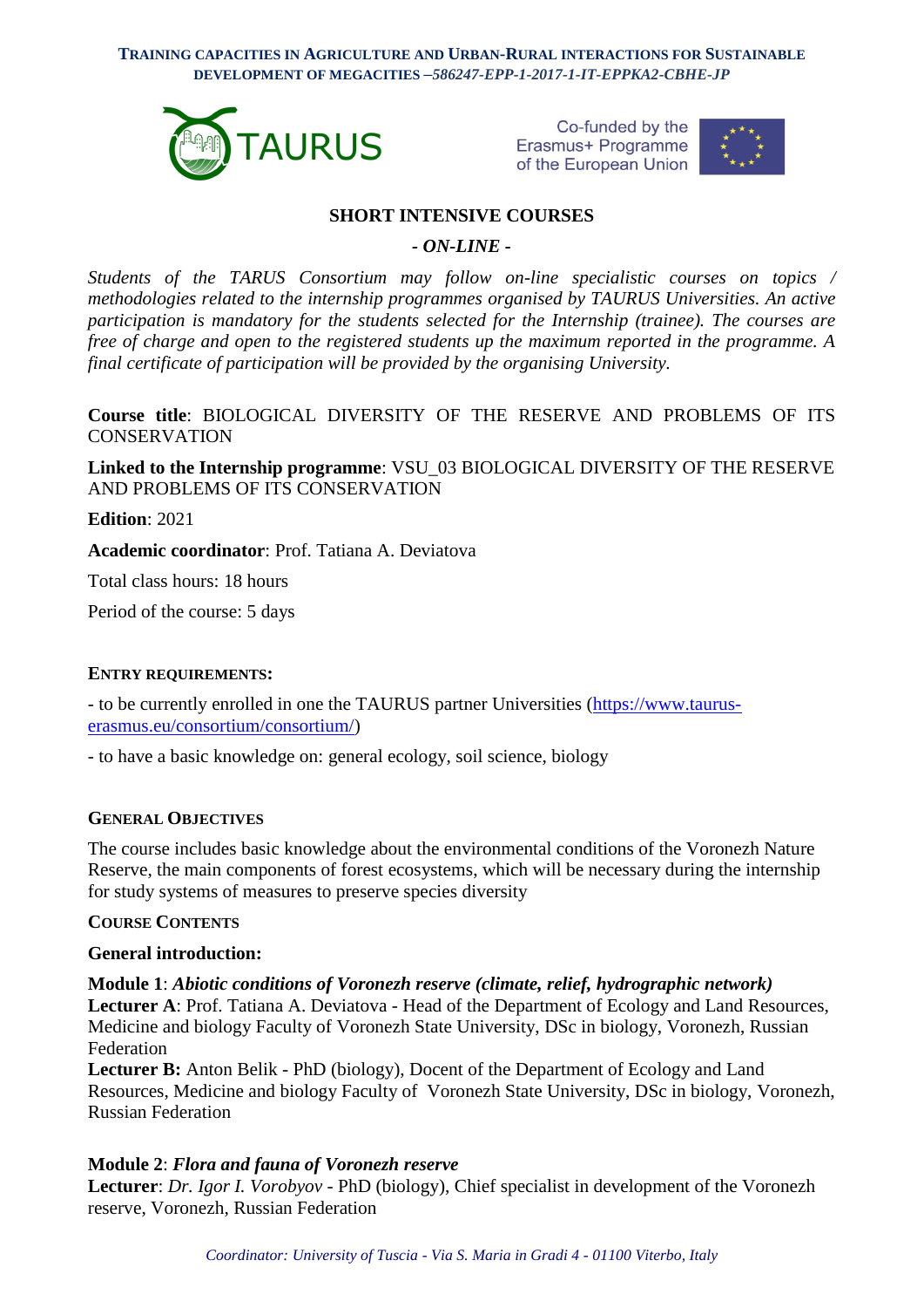## SHORT INTENSIVE COURSES

### *- ON-LINE -*

*Students of the TARUS Consortium may follow on-line specialistic courses on topics / methodologies related to the internship programmes organised by TAURUS Universities. An active participation is mandatory for the students selected for the Internship (trainee). The courses are free of charge and open to the registered students up the maximum reported in the programme. A final certificate of participation will be provided by the organising University.*

**Course title**: BIOLOGICAL DIVERSITY OF THE RESERVE AND PROBLEMS OF ITS CONSERVATION

**Linked to the Internship programme**: VSU_03 BIOLOGICAL DIVERSITY OF THE RESERVE AND PROBLEMS OF ITS CONSERVATION

**Edition**: 2021

**Academic coordinator**: Prof. Tatiana A. Deviatova

Total class hours: 18 hours

Period of the course: 5 days

#### ENTRY REQUIREMENTS:

- to be currently enrolled in one the TAURUS partner Universities (https://www.taurus-erasmus.eu/consortium/consortium/)

- to have a basic knowledge on: general ecology, soil science, biology

#### GENERAL OBJECTIVES

The course includes basic knowledge about the environmental conditions of the Voronezh Nature Reserve, the main components of forest ecosystems, which will be necessary during the internship for study systems of measures to preserve species diversity

#### COURSE CONTENTS

**General introduction:**

**Module 1**: ***Abiotic conditions of Voronezh reserve (climate, relief, hydrographic network)***
**Lecturer A**: Prof. Tatiana A. Deviatova - Head of the Department of Ecology and Land Resources, Medicine and biology Faculty of Voronezh State University, DSc in biology, Voronezh, Russian Federation
**Lecturer B:** Anton Belik - PhD (biology), Docent of the Department of Ecology and Land Resources, Medicine and biology Faculty of Voronezh State University, DSc in biology, Voronezh, Russian Federation

**Module 2**: ***Flora and fauna of Voronezh reserve***
**Lecturer**: *Dr. Igor I. Vorobyov* - PhD (biology), Chief specialist in development of the Voronezh reserve, Voronezh, Russian Federation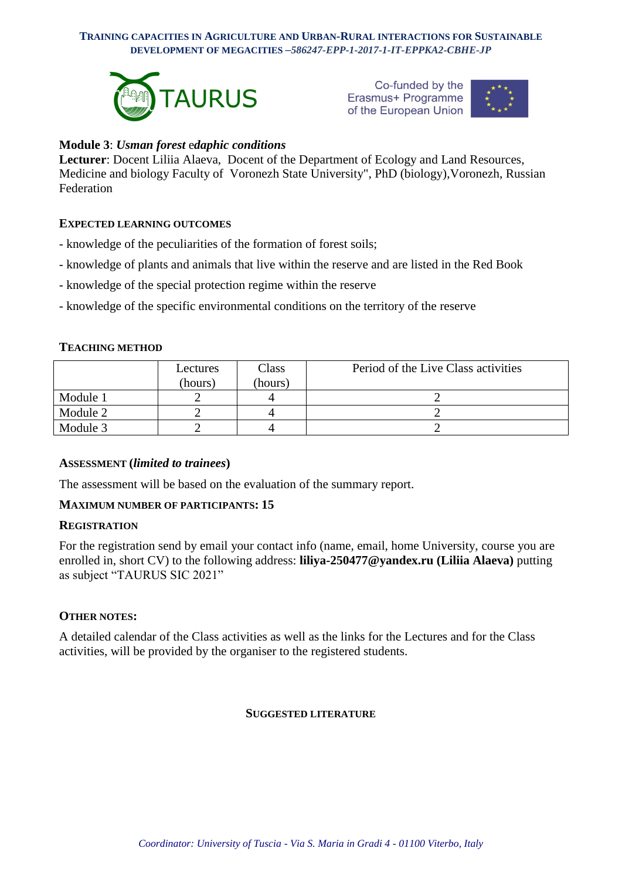**Module 3**: ***Usman forest*** e***daphic conditions***
**Lecturer**: Docent Liliia Alaeva, Docent of the Department of Ecology and Land Resources, Medicine and biology Faculty of Voronezh State University", PhD (biology),Voronezh, Russian Federation

## Expected learning outcomes

- knowledge of the peculiarities of the formation of forest soils;
- knowledge of plants and animals that live within the reserve and are listed in the Red Book
- knowledge of the special protection regime within the reserve
- knowledge of the specific environmental conditions on the territory of the reserve

## Teaching method

| | Lectures (hours) | Class (hours) | Period of the Live Class activities |
|---|---|---|---|
| Module 1 | 2 | 4 | 2 |
| Module 2 | 2 | 4 | 2 |
| Module 3 | 2 | 4 | 2 |

## Assessment (*limited to trainees*)

The assessment will be based on the evaluation of the summary report.

## Maximum number of participants: 15

## Registration

For the registration send by email your contact info (name, email, home University, course you are enrolled in, short CV) to the following address: **liliya-250477@yandex.ru (Liliia Alaeva)** putting as subject "TAURUS SIC 2021"

## Other notes:

A detailed calendar of the Class activities as well as the links for the Lectures and for the Class activities, will be provided by the organiser to the registered students.

## Suggested literature